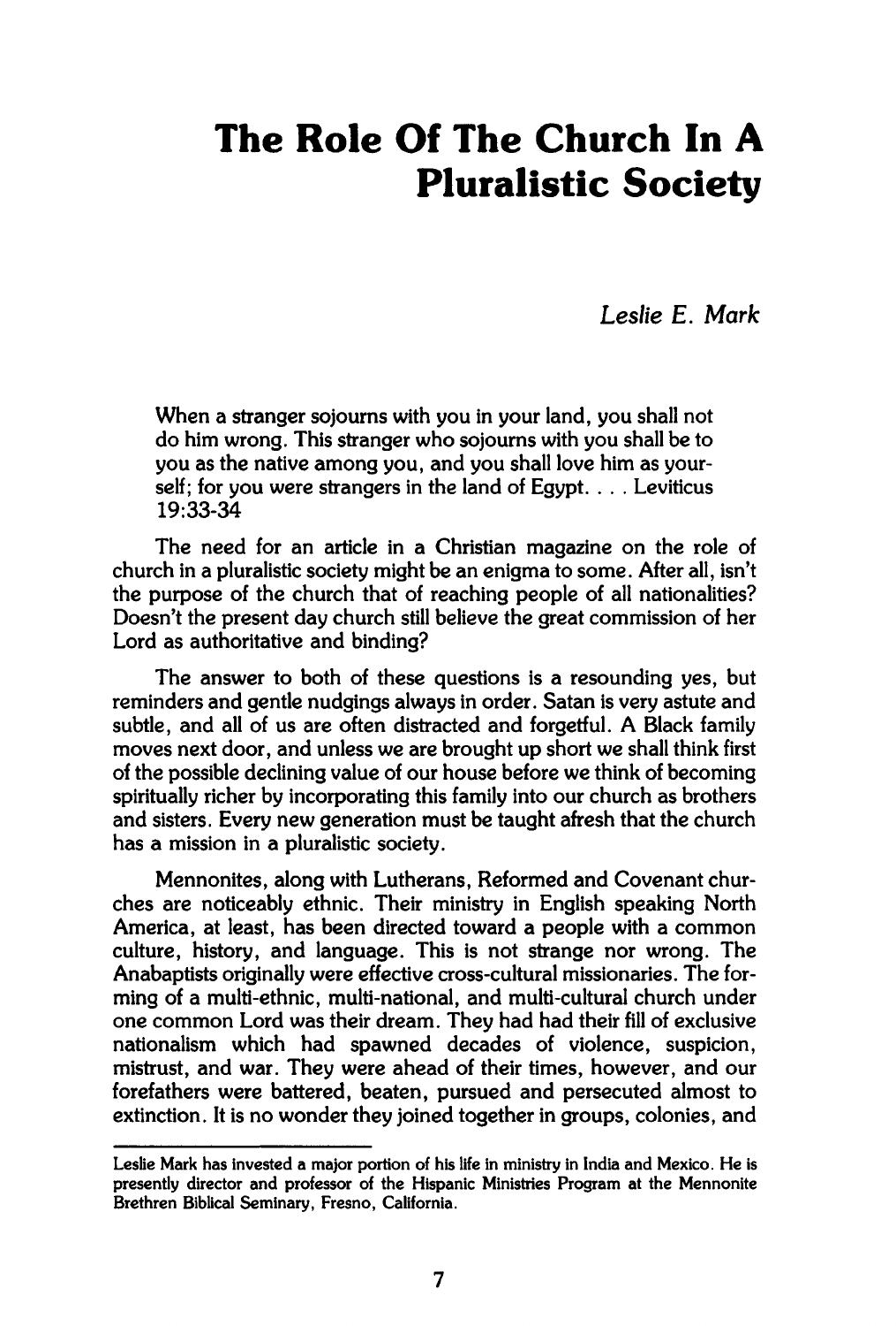# The Role Of The Church In A Pluralistic Society

*Leslie E. Mark*

> When a stranger sojourns with you in your land, you shall not do him wrong. This stranger who sojourns with you shall be to you as the native among you, and you shall love him as yourself; for you were strangers in the land of Egypt. . . . Leviticus 19:33-34

The need for an article in a Christian magazine on the role of church in a pluralistic society might be an enigma to some. After all, isn't the purpose of the church that of reaching people of all nationalities? Doesn't the present day church still believe the great commission of her Lord as authoritative and binding?

The answer to both of these questions is a resounding yes, but reminders and gentle nudgings always in order. Satan is very astute and subtle, and all of us are often distracted and forgetful. A Black family moves next door, and unless we are brought up short we shall think first of the possible declining value of our house before we think of becoming spiritually richer by incorporating this family into our church as brothers and sisters. Every new generation must be taught afresh that the church has a mission in a pluralistic society.

Mennonites, along with Lutherans, Reformed and Covenant churches are noticeably ethnic. Their ministry in English speaking North America, at least, has been directed toward a people with a common culture, history, and language. This is not strange nor wrong. The Anabaptists originally were effective cross-cultural missionaries. The forming of a multi-ethnic, multi-national, and multi-cultural church under one common Lord was their dream. They had had their fill of exclusive nationalism which had spawned decades of violence, suspicion, mistrust, and war. They were ahead of their times, however, and our forefathers were battered, beaten, pursued and persecuted almost to extinction. It is no wonder they joined together in groups, colonies, and

---

Leslie Mark has invested a major portion of his life in ministry in India and Mexico. He is presently director and professor of the Hispanic Ministries Program at the Mennonite Brethren Biblical Seminary, Fresno, California.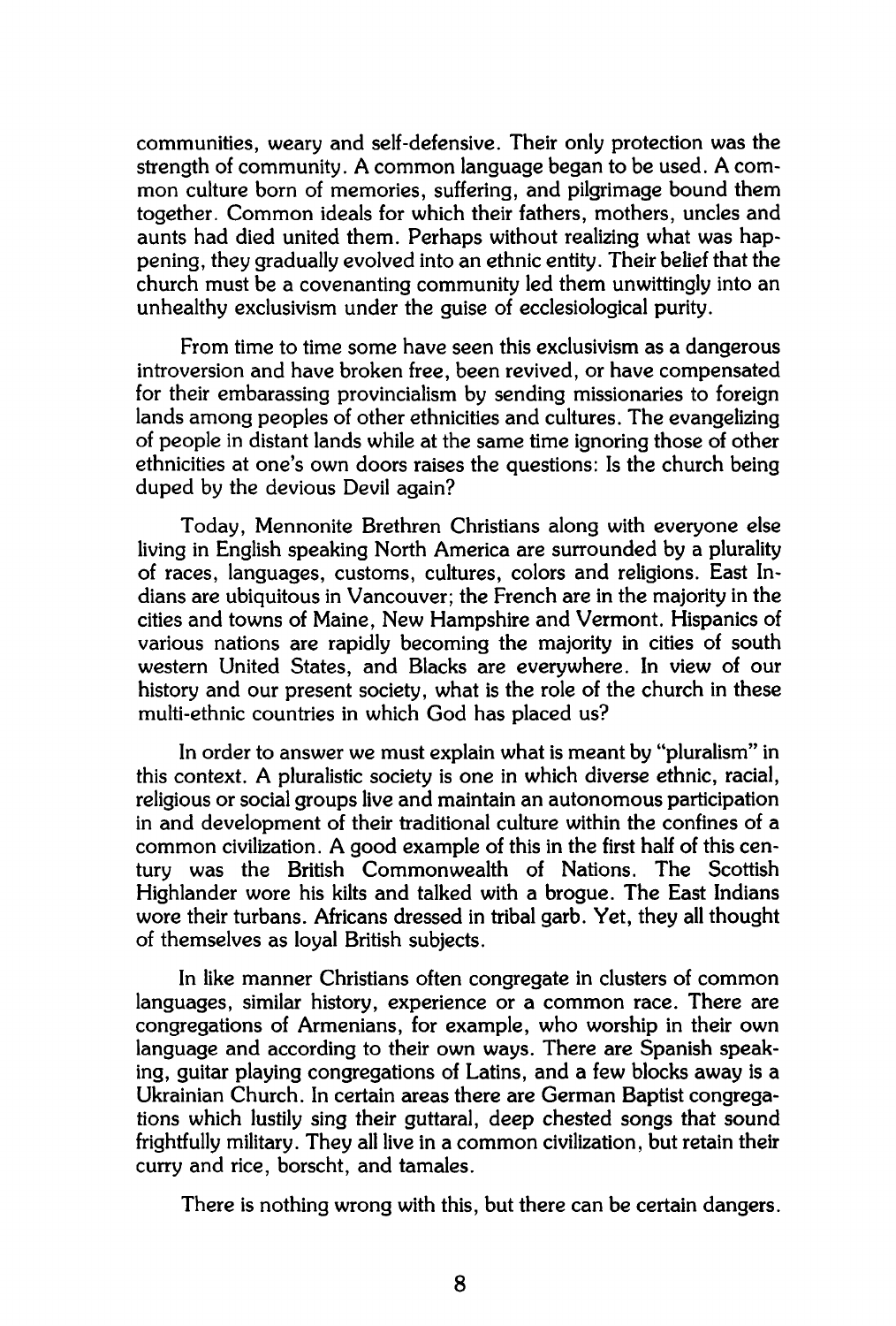communities, weary and self-defensive. Their only protection was the strength of community. A common language began to be used. A common culture born of memories, suffering, and pilgrimage bound them together. Common ideals for which their fathers, mothers, uncles and aunts had died united them. Perhaps without realizing what was happening, they gradually evolved into an ethnic entity. Their belief that the church must be a covenanting community led them unwittingly into an unhealthy exclusivism under the guise of ecclesiological purity.

From time to time some have seen this exclusivism as a dangerous introversion and have broken free, been revived, or have compensated for their embarassing provincialism by sending missionaries to foreign lands among peoples of other ethnicities and cultures. The evangelizing of people in distant lands while at the same time ignoring those of other ethnicities at one's own doors raises the questions: Is the church being duped by the devious Devil again?

Today, Mennonite Brethren Christians along with everyone else living in English speaking North America are surrounded by a plurality of races, languages, customs, cultures, colors and religions. East Indians are ubiquitous in Vancouver; the French are in the majority in the cities and towns of Maine, New Hampshire and Vermont. Hispanics of various nations are rapidly becoming the majority in cities of south western United States, and Blacks are everywhere. In view of our history and our present society, what is the role of the church in these multi-ethnic countries in which God has placed us?

In order to answer we must explain what is meant by "pluralism" in this context. A pluralistic society is one in which diverse ethnic, racial, religious or social groups live and maintain an autonomous participation in and development of their traditional culture within the confines of a common civilization. A good example of this in the first half of this century was the British Commonwealth of Nations. The Scottish Highlander wore his kilts and talked with a brogue. The East Indians wore their turbans. Africans dressed in tribal garb. Yet, they all thought of themselves as loyal British subjects.

In like manner Christians often congregate in clusters of common languages, similar history, experience or a common race. There are congregations of Armenians, for example, who worship in their own language and according to their own ways. There are Spanish speaking, guitar playing congregations of Latins, and a few blocks away is a Ukrainian Church. In certain areas there are German Baptist congregations which lustily sing their guttaral, deep chested songs that sound frightfully military. They all live in a common civilization, but retain their curry and rice, borscht, and tamales.

There is nothing wrong with this, but there can be certain dangers.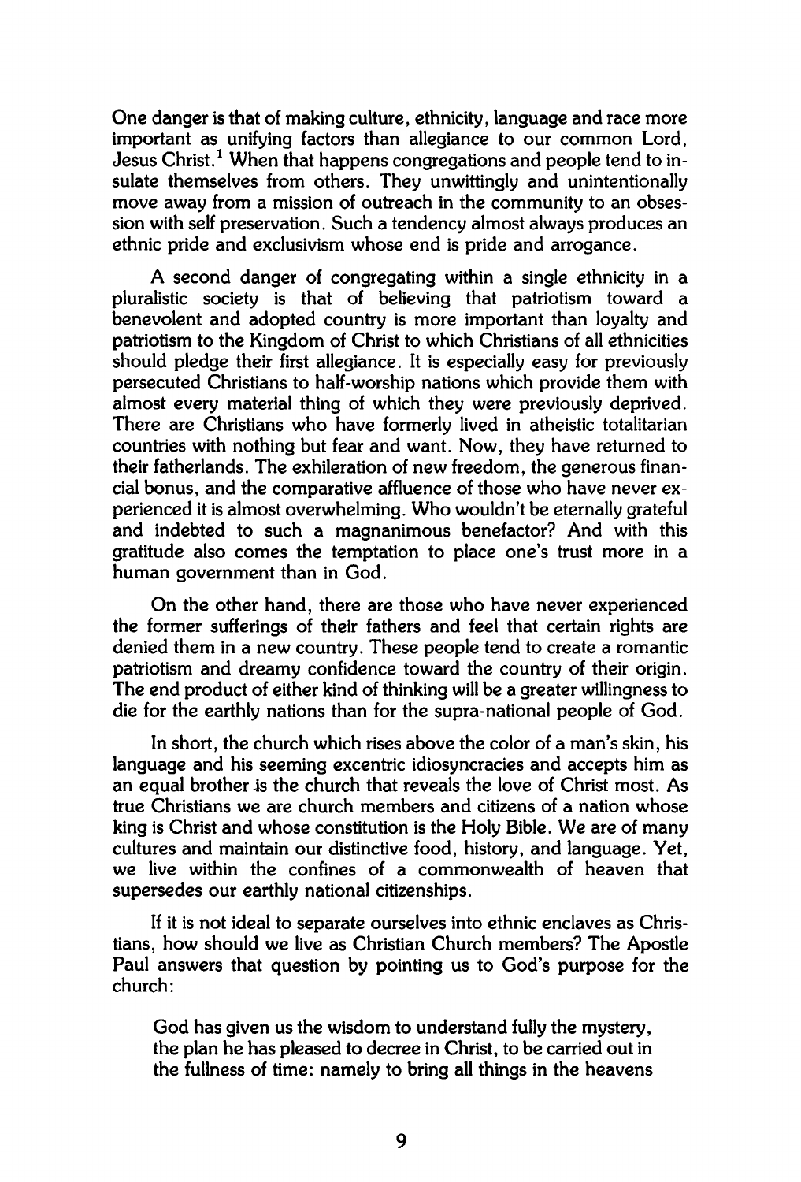One danger is that of making culture, ethnicity, language and race more important as unifying factors than allegiance to our common Lord, Jesus Christ.[1] When that happens congregations and people tend to insulate themselves from others. They unwittingly and unintentionally move away from a mission of outreach in the community to an obsession with self preservation. Such a tendency almost always produces an ethnic pride and exclusivism whose end is pride and arrogance.

A second danger of congregating within a single ethnicity in a pluralistic society is that of believing that patriotism toward a benevolent and adopted country is more important than loyalty and patriotism to the Kingdom of Christ to which Christians of all ethnicities should pledge their first allegiance. It is especially easy for previously persecuted Christians to half-worship nations which provide them with almost every material thing of which they were previously deprived. There are Christians who have formerly lived in atheistic totalitarian countries with nothing but fear and want. Now, they have returned to their fatherlands. The exhileration of new freedom, the generous financial bonus, and the comparative affluence of those who have never experienced it is almost overwhelming. Who wouldn't be eternally grateful and indebted to such a magnanimous benefactor? And with this gratitude also comes the temptation to place one's trust more in a human government than in God.

On the other hand, there are those who have never experienced the former sufferings of their fathers and feel that certain rights are denied them in a new country. These people tend to create a romantic patriotism and dreamy confidence toward the country of their origin. The end product of either kind of thinking will be a greater willingness to die for the earthly nations than for the supra-national people of God.

In short, the church which rises above the color of a man's skin, his language and his seeming excentric idiosyncracies and accepts him as an equal brother is the church that reveals the love of Christ most. As true Christians we are church members and citizens of a nation whose king is Christ and whose constitution is the Holy Bible. We are of many cultures and maintain our distinctive food, history, and language. Yet, we live within the confines of a commonwealth of heaven that supersedes our earthly national citizenships.

If it is not ideal to separate ourselves into ethnic enclaves as Christians, how should we live as Christian Church members? The Apostle Paul answers that question by pointing us to God's purpose for the church:

> God has given us the wisdom to understand fully the mystery, the plan he has pleased to decree in Christ, to be carried out in the fullness of time: namely to bring all things in the heavens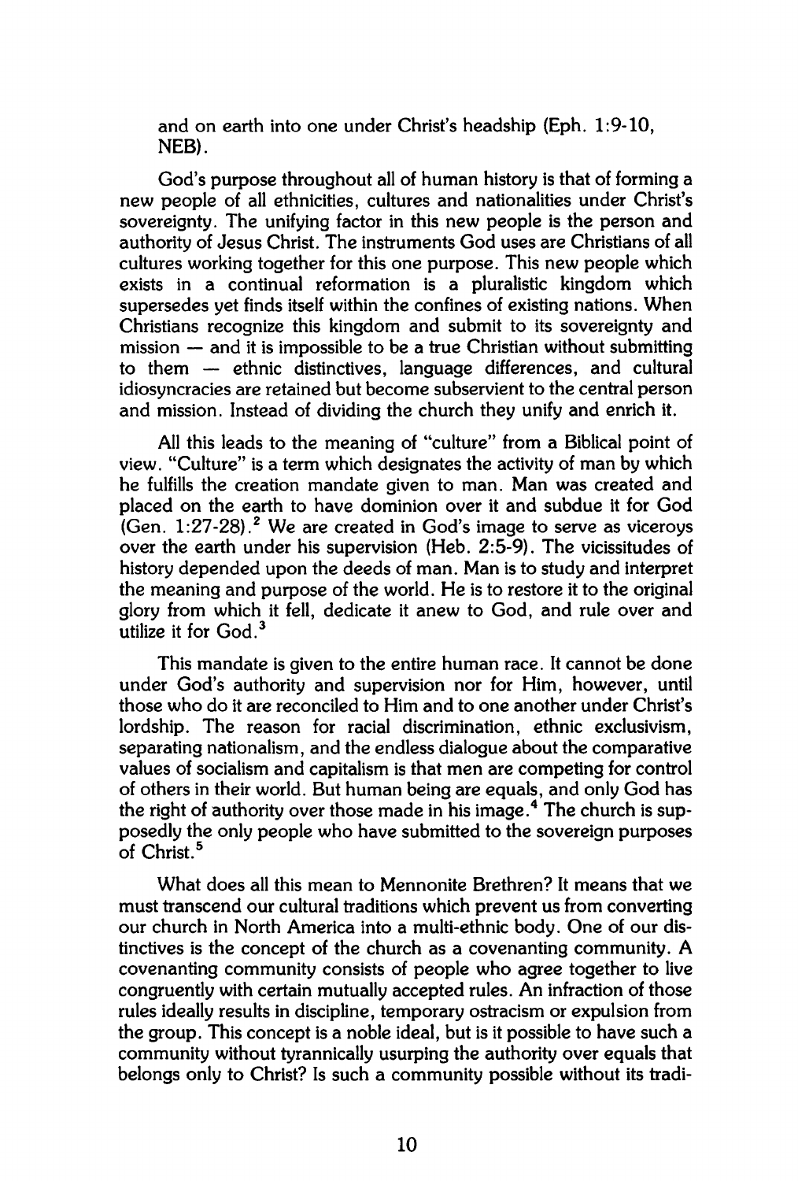and on earth into one under Christ's headship (Eph. 1:9-10, NEB).

God's purpose throughout all of human history is that of forming a new people of all ethnicities, cultures and nationalities under Christ's sovereignty. The unifying factor in this new people is the person and authority of Jesus Christ. The instruments God uses are Christians of all cultures working together for this one purpose. This new people which exists in a continual reformation is a pluralistic kingdom which supersedes yet finds itself within the confines of existing nations. When Christians recognize this kingdom and submit to its sovereignty and mission — and it is impossible to be a true Christian without submitting to them — ethnic distinctives, language differences, and cultural idiosyncracies are retained but become subservient to the central person and mission. Instead of dividing the church they unify and enrich it.

All this leads to the meaning of "culture" from a Biblical point of view. "Culture" is a term which designates the activity of man by which he fulfills the creation mandate given to man. Man was created and placed on the earth to have dominion over it and subdue it for God (Gen. 1:27-28).[2] We are created in God's image to serve as viceroys over the earth under his supervision (Heb. 2:5-9). The vicissitudes of history depended upon the deeds of man. Man is to study and interpret the meaning and purpose of the world. He is to restore it to the original glory from which it fell, dedicate it anew to God, and rule over and utilize it for God.[3]

This mandate is given to the entire human race. It cannot be done under God's authority and supervision nor for Him, however, until those who do it are reconciled to Him and to one another under Christ's lordship. The reason for racial discrimination, ethnic exclusivism, separating nationalism, and the endless dialogue about the comparative values of socialism and capitalism is that men are competing for control of others in their world. But human being are equals, and only God has the right of authority over those made in his image.[4] The church is supposedly the only people who have submitted to the sovereign purposes of Christ.[5]

What does all this mean to Mennonite Brethren? It means that we must transcend our cultural traditions which prevent us from converting our church in North America into a multi-ethnic body. One of our distinctives is the concept of the church as a covenanting community. A covenanting community consists of people who agree together to live congruently with certain mutually accepted rules. An infraction of those rules ideally results in discipline, temporary ostracism or expulsion from the group. This concept is a noble ideal, but is it possible to have such a community without tyrannically usurping the authority over equals that belongs only to Christ? Is such a community possible without its tradi-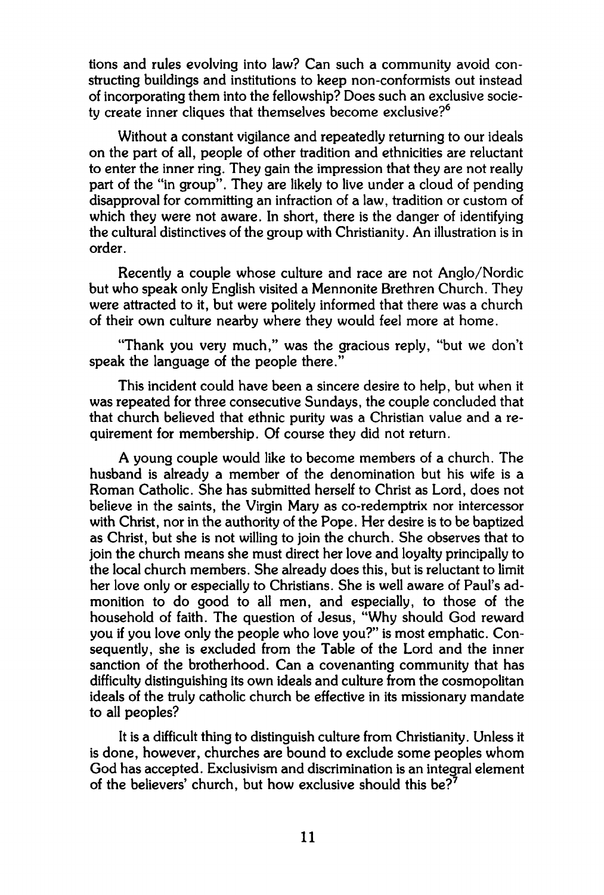tions and rules evolving into law? Can such a community avoid constructing buildings and institutions to keep non-conformists out instead of incorporating them into the fellowship? Does such an exclusive society create inner cliques that themselves become exclusive?[6]

Without a constant vigilance and repeatedly returning to our ideals on the part of all, people of other tradition and ethnicities are reluctant to enter the inner ring. They gain the impression that they are not really part of the "in group". They are likely to live under a cloud of pending disapproval for committing an infraction of a law, tradition or custom of which they were not aware. In short, there is the danger of identifying the cultural distinctives of the group with Christianity. An illustration is in order.

Recently a couple whose culture and race are not Anglo/Nordic but who speak only English visited a Mennonite Brethren Church. They were attracted to it, but were politely informed that there was a church of their own culture nearby where they would feel more at home.

"Thank you very much," was the gracious reply, "but we don't speak the language of the people there."

This incident could have been a sincere desire to help, but when it was repeated for three consecutive Sundays, the couple concluded that that church believed that ethnic purity was a Christian value and a requirement for membership. Of course they did not return.

A young couple would like to become members of a church. The husband is already a member of the denomination but his wife is a Roman Catholic. She has submitted herself to Christ as Lord, does not believe in the saints, the Virgin Mary as co-redemptrix nor intercessor with Christ, nor in the authority of the Pope. Her desire is to be baptized as Christ, but she is not willing to join the church. She observes that to join the church means she must direct her love and loyalty principally to the local church members. She already does this, but is reluctant to limit her love only or especially to Christians. She is well aware of Paul's admonition to do good to all men, and especially, to those of the household of faith. The question of Jesus, "Why should God reward you if you love only the people who love you?" is most emphatic. Consequently, she is excluded from the Table of the Lord and the inner sanction of the brotherhood. Can a covenanting community that has difficulty distinguishing its own ideals and culture from the cosmopolitan ideals of the truly catholic church be effective in its missionary mandate to all peoples?

It is a difficult thing to distinguish culture from Christianity. Unless it is done, however, churches are bound to exclude some peoples whom God has accepted. Exclusivism and discrimination is an integral element of the believers' church, but how exclusive should this be?[7]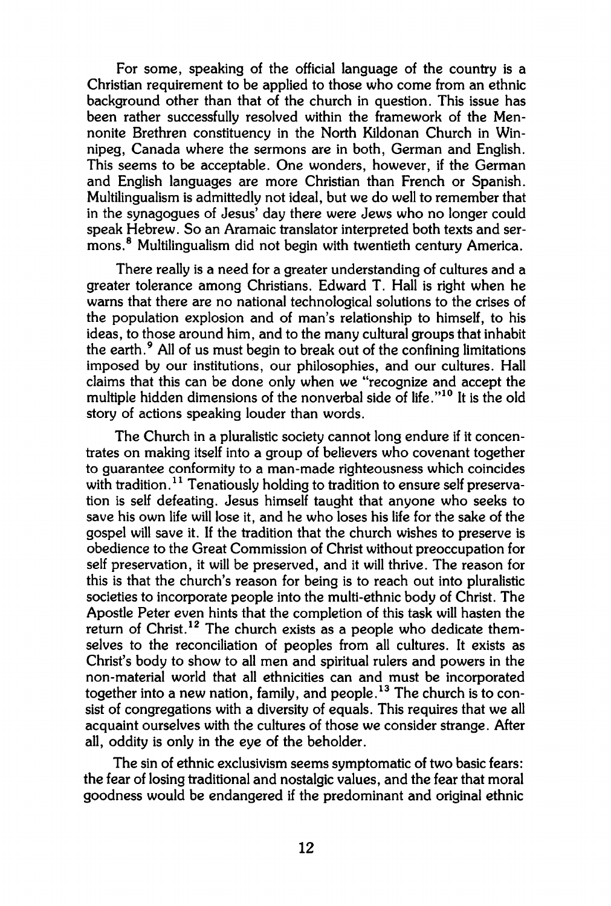For some, speaking of the official language of the country is a Christian requirement to be applied to those who come from an ethnic background other than that of the church in question. This issue has been rather successfully resolved within the framework of the Mennonite Brethren constituency in the North Kildonan Church in Winnipeg, Canada where the sermons are in both, German and English. This seems to be acceptable. One wonders, however, if the German and English languages are more Christian than French or Spanish. Multilingualism is admittedly not ideal, but we do well to remember that in the synagogues of Jesus' day there were Jews who no longer could speak Hebrew. So an Aramaic translator interpreted both texts and sermons.[8] Multilingualism did not begin with twentieth century America.

There really is a need for a greater understanding of cultures and a greater tolerance among Christians. Edward T. Hall is right when he warns that there are no national technological solutions to the crises of the population explosion and of man's relationship to himself, to his ideas, to those around him, and to the many cultural groups that inhabit the earth.[9] All of us must begin to break out of the confining limitations imposed by our institutions, our philosophies, and our cultures. Hall claims that this can be done only when we "recognize and accept the multiple hidden dimensions of the nonverbal side of life."[10] It is the old story of actions speaking louder than words.

The Church in a pluralistic society cannot long endure if it concentrates on making itself into a group of believers who covenant together to guarantee conformity to a man-made righteousness which coincides with tradition.[11] Tenatiously holding to tradition to ensure self preservation is self defeating. Jesus himself taught that anyone who seeks to save his own life will lose it, and he who loses his life for the sake of the gospel will save it. If the tradition that the church wishes to preserve is obedience to the Great Commission of Christ without preoccupation for self preservation, it will be preserved, and it will thrive. The reason for this is that the church's reason for being is to reach out into pluralistic societies to incorporate people into the multi-ethnic body of Christ. The Apostle Peter even hints that the completion of this task will hasten the return of Christ.[12] The church exists as a people who dedicate themselves to the reconciliation of peoples from all cultures. It exists as Christ's body to show to all men and spiritual rulers and powers in the non-material world that all ethnicities can and must be incorporated together into a new nation, family, and people.[13] The church is to consist of congregations with a diversity of equals. This requires that we all acquaint ourselves with the cultures of those we consider strange. After all, oddity is only in the eye of the beholder.

The sin of ethnic exclusivism seems symptomatic of two basic fears: the fear of losing traditional and nostalgic values, and the fear that moral goodness would be endangered if the predominant and original ethnic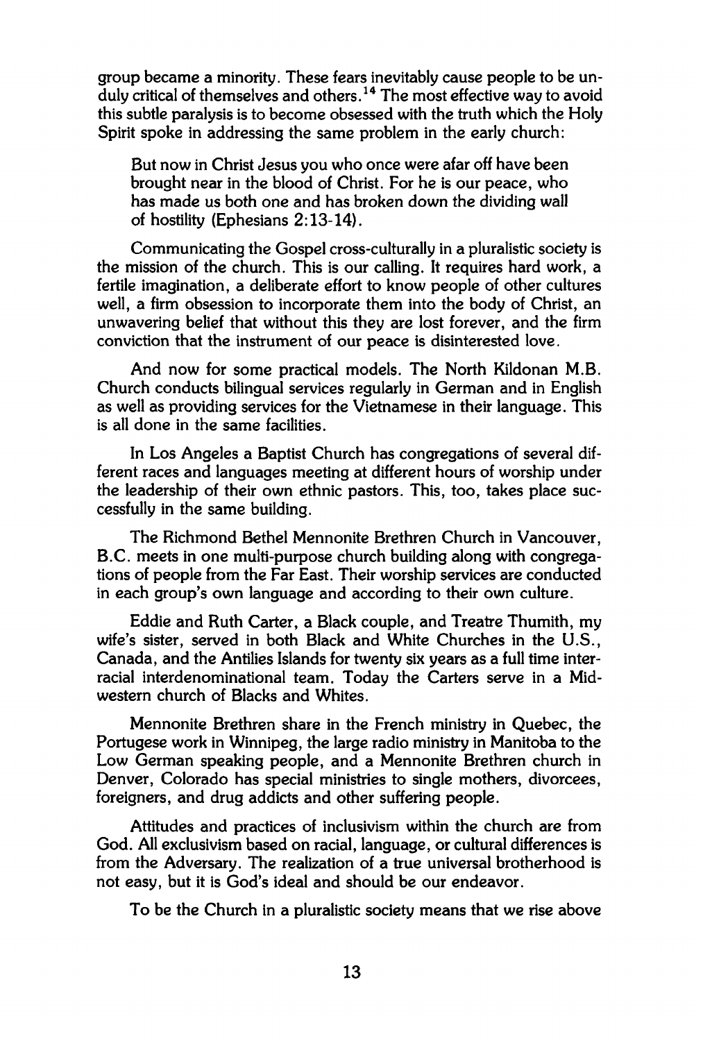group became a minority. These fears inevitably cause people to be unduly critical of themselves and others.[14] The most effective way to avoid this subtle paralysis is to become obsessed with the truth which the Holy Spirit spoke in addressing the same problem in the early church:

> But now in Christ Jesus you who once were afar off have been brought near in the blood of Christ. For he is our peace, who has made us both one and has broken down the dividing wall of hostility (Ephesians 2:13-14).

Communicating the Gospel cross-culturally in a pluralistic society is the mission of the church. This is our calling. It requires hard work, a fertile imagination, a deliberate effort to know people of other cultures well, a firm obsession to incorporate them into the body of Christ, an unwavering belief that without this they are lost forever, and the firm conviction that the instrument of our peace is disinterested love.

And now for some practical models. The North Kildonan M.B. Church conducts bilingual services regularly in German and in English as well as providing services for the Vietnamese in their language. This is all done in the same facilities.

In Los Angeles a Baptist Church has congregations of several different races and languages meeting at different hours of worship under the leadership of their own ethnic pastors. This, too, takes place successfully in the same building.

The Richmond Bethel Mennonite Brethren Church in Vancouver, B.C. meets in one multi-purpose church building along with congregations of people from the Far East. Their worship services are conducted in each group's own language and according to their own culture.

Eddie and Ruth Carter, a Black couple, and Treatre Thumith, my wife's sister, served in both Black and White Churches in the U.S., Canada, and the Antilies Islands for twenty six years as a full time interracial interdenominational team. Today the Carters serve in a Midwestern church of Blacks and Whites.

Mennonite Brethren share in the French ministry in Quebec, the Portugese work in Winnipeg, the large radio ministry in Manitoba to the Low German speaking people, and a Mennonite Brethren church in Denver, Colorado has special ministries to single mothers, divorcees, foreigners, and drug addicts and other suffering people.

Attitudes and practices of inclusivism within the church are from God. All exclusivism based on racial, language, or cultural differences is from the Adversary. The realization of a true universal brotherhood is not easy, but it is God's ideal and should be our endeavor.

To be the Church in a pluralistic society means that we rise above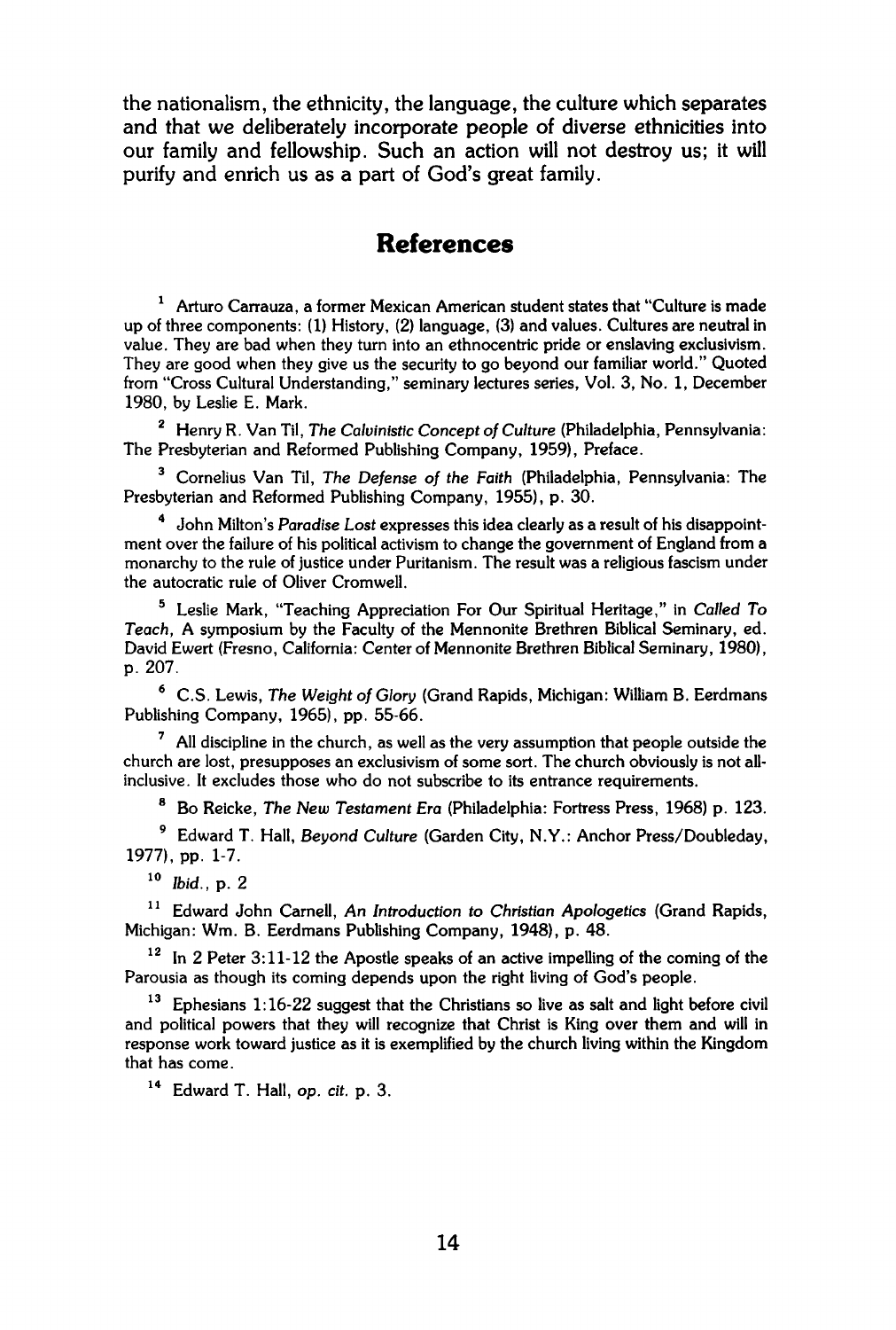the nationalism, the ethnicity, the language, the culture which separates and that we deliberately incorporate people of diverse ethnicities into our family and fellowship. Such an action will not destroy us; it will purify and enrich us as a part of God's great family.

## References

[1] Arturo Carrauza, a former Mexican American student states that "Culture is made up of three components: (1) History, (2) language, (3) and values. Cultures are neutral in value. They are bad when they turn into an ethnocentric pride or enslaving exclusivism. They are good when they give us the security to go beyond our familiar world." Quoted from "Cross Cultural Understanding," seminary lectures series, Vol. 3, No. 1, December 1980, by Leslie E. Mark.

[2] Henry R. Van Til, *The Calvinistic Concept of Culture* (Philadelphia, Pennsylvania: The Presbyterian and Reformed Publishing Company, 1959), Preface.

[3] Cornelius Van Til, *The Defense of the Faith* (Philadelphia, Pennsylvania: The Presbyterian and Reformed Publishing Company, 1955), p. 30.

[4] John Milton's *Paradise Lost* expresses this idea clearly as a result of his disappointment over the failure of his political activism to change the government of England from a monarchy to the rule of justice under Puritanism. The result was a religious fascism under the autocratic rule of Oliver Cromwell.

[5] Leslie Mark, "Teaching Appreciation For Our Spiritual Heritage," in *Called To Teach*, A symposium by the Faculty of the Mennonite Brethren Biblical Seminary, ed. David Ewert (Fresno, California: Center of Mennonite Brethren Biblical Seminary, 1980), p. 207.

[6] C.S. Lewis, *The Weight of Glory* (Grand Rapids, Michigan: William B. Eerdmans Publishing Company, 1965), pp. 55-66.

[7] All discipline in the church, as well as the very assumption that people outside the church are lost, presupposes an exclusivism of some sort. The church obviously is not all-inclusive. It excludes those who do not subscribe to its entrance requirements.

[8] Bo Reicke, *The New Testament Era* (Philadelphia: Fortress Press, 1968) p. 123.

[9] Edward T. Hall, *Beyond Culture* (Garden City, N.Y.: Anchor Press/Doubleday, 1977), pp. 1-7.

[10] *Ibid.*, p. 2

[11] Edward John Carnell, *An Introduction to Christian Apologetics* (Grand Rapids, Michigan: Wm. B. Eerdmans Publishing Company, 1948), p. 48.

[12] In 2 Peter 3:11-12 the Apostle speaks of an active impelling of the coming of the Parousia as though its coming depends upon the right living of God's people.

[13] Ephesians 1:16-22 suggest that the Christians so live as salt and light before civil and political powers that they will recognize that Christ is King over them and will in response work toward justice as it is exemplified by the church living within the Kingdom that has come.

[14] Edward T. Hall, *op. cit.* p. 3.